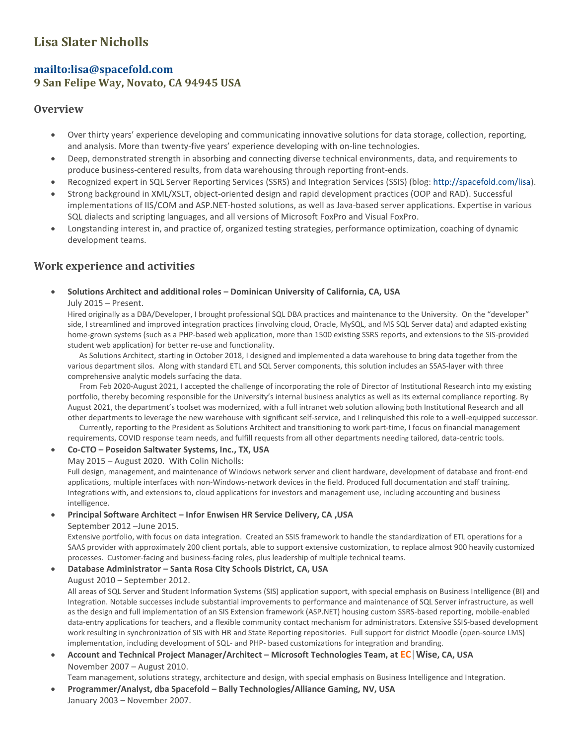# Lisa Slater Nicholls

## mailto:lisa@spacefold.com
## 9 San Felipe Way, Novato, CA 94945 USA

## Overview

- Over thirty years' experience developing and communicating innovative solutions for data storage, collection, reporting, and analysis. More than twenty-five years' experience developing with on-line technologies.
- Deep, demonstrated strength in absorbing and connecting diverse technical environments, data, and requirements to produce business-centered results, from data warehousing through reporting front-ends.
- Recognized expert in SQL Server Reporting Services (SSRS) and Integration Services (SSIS) (blog: http://spacefold.com/lisa).
- Strong background in XML/XSLT, object-oriented design and rapid development practices (OOP and RAD). Successful implementations of IIS/COM and ASP.NET-hosted solutions, as well as Java-based server applications. Expertise in various SQL dialects and scripting languages, and all versions of Microsoft FoxPro and Visual FoxPro.
- Longstanding interest in, and practice of, organized testing strategies, performance optimization, coaching of dynamic development teams.

## Work experience and activities

- **Solutions Architect and additional roles – Dominican University of California, CA, USA**
  July 2015 – Present.
  Hired originally as a DBA/Developer, I brought professional SQL DBA practices and maintenance to the University. On the "developer" side, I streamlined and improved integration practices (involving cloud, Oracle, MySQL, and MS SQL Server data) and adapted existing home-grown systems (such as a PHP-based web application, more than 1500 existing SSRS reports, and extensions to the SIS-provided student web application) for better re-use and functionality.
  As Solutions Architect, starting in October 2018, I designed and implemented a data warehouse to bring data together from the various department silos. Along with standard ETL and SQL Server components, this solution includes an SSAS-layer with three comprehensive analytic models surfacing the data.
  From Feb 2020-August 2021, I accepted the challenge of incorporating the role of Director of Institutional Research into my existing portfolio, thereby becoming responsible for the University's internal business analytics as well as its external compliance reporting. By August 2021, the department's toolset was modernized, with a full intranet web solution allowing both Institutional Research and all other departments to leverage the new warehouse with significant self-service, and I relinquished this role to a well-equipped successor.
  Currently, reporting to the President as Solutions Architect and transitioning to work part-time, I focus on financial management requirements, COVID response team needs, and fulfill requests from all other departments needing tailored, data-centric tools.
- **Co-CTO – Poseidon Saltwater Systems, Inc., TX, USA**
  May 2015 – August 2020. With Colin Nicholls:
  Full design, management, and maintenance of Windows network server and client hardware, development of database and front-end applications, multiple interfaces with non-Windows-network devices in the field. Produced full documentation and staff training. Integrations with, and extensions to, cloud applications for investors and management use, including accounting and business intelligence.
- **Principal Software Architect – Infor Enwisen HR Service Delivery, CA ,USA**
  September 2012 –June 2015.
  Extensive portfolio, with focus on data integration. Created an SSIS framework to handle the standardization of ETL operations for a SAAS provider with approximately 200 client portals, able to support extensive customization, to replace almost 900 heavily customized processes. Customer-facing and business-facing roles, plus leadership of multiple technical teams.
- **Database Administrator – Santa Rosa City Schools District, CA, USA**
  August 2010 – September 2012.
  All areas of SQL Server and Student Information Systems (SIS) application support, with special emphasis on Business Intelligence (BI) and Integration. Notable successes include substantial improvements to performance and maintenance of SQL Server infrastructure, as well as the design and full implementation of an SIS Extension framework (ASP.NET) housing custom SSRS-based reporting, mobile-enabled data-entry applications for teachers, and a flexible community contact mechanism for administrators. Extensive SSIS-based development work resulting in synchronization of SIS with HR and State Reporting repositories. Full support for district Moodle (open-source LMS) implementation, including development of SQL- and PHP- based customizations for integration and branding.
- **Account and Technical Project Manager/Architect – Microsoft Technologies Team, at EC|Wise, CA, USA**
  November 2007 – August 2010.
  Team management, solutions strategy, architecture and design, with special emphasis on Business Intelligence and Integration.
- **Programmer/Analyst, dba Spacefold – Bally Technologies/Alliance Gaming, NV, USA**
  January 2003 – November 2007.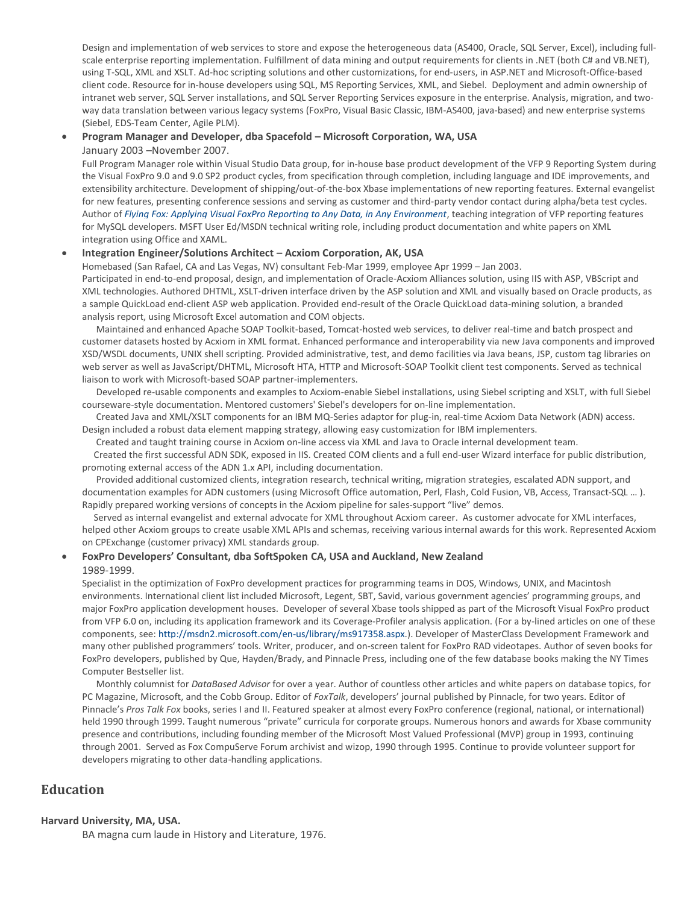Design and implementation of web services to store and expose the heterogeneous data (AS400, Oracle, SQL Server, Excel), including full-scale enterprise reporting implementation. Fulfillment of data mining and output requirements for clients in .NET (both C# and VB.NET), using T-SQL, XML and XSLT. Ad-hoc scripting solutions and other customizations, for end-users, in ASP.NET and Microsoft-Office-based client code. Resource for in-house developers using SQL, MS Reporting Services, XML, and Siebel. Deployment and admin ownership of intranet web server, SQL Server installations, and SQL Server Reporting Services exposure in the enterprise. Analysis, migration, and two-way data translation between various legacy systems (FoxPro, Visual Basic Classic, IBM-AS400, java-based) and new enterprise systems (Siebel, EDS-Team Center, Agile PLM).

- **Program Manager and Developer, dba Spacefold – Microsoft Corporation, WA, USA**

  January 2003 –November 2007.

  Full Program Manager role within Visual Studio Data group, for in-house base product development of the VFP 9 Reporting System during the Visual FoxPro 9.0 and 9.0 SP2 product cycles, from specification through completion, including language and IDE improvements, and extensibility architecture. Development of shipping/out-of-the-box Xbase implementations of new reporting features. External evangelist for new features, presenting conference sessions and serving as customer and third-party vendor contact during alpha/beta test cycles. Author of *Flying Fox: Applying Visual FoxPro Reporting to Any Data, in Any Environment*, teaching integration of VFP reporting features for MySQL developers. MSFT User Ed/MSDN technical writing role, including product documentation and white papers on XML integration using Office and XAML.

- **Integration Engineer/Solutions Architect – Acxiom Corporation, AK, USA**

  Homebased (San Rafael, CA and Las Vegas, NV) consultant Feb-Mar 1999, employee Apr 1999 – Jan 2003.

  Participated in end-to-end proposal, design, and implementation of Oracle-Acxiom Alliances solution, using IIS with ASP, VBScript and XML technologies. Authored DHTML, XSLT-driven interface driven by the ASP solution and XML and visually based on Oracle products, as a sample QuickLoad end-client ASP web application. Provided end-result of the Oracle QuickLoad data-mining solution, a branded analysis report, using Microsoft Excel automation and COM objects.

  Maintained and enhanced Apache SOAP Toolkit-based, Tomcat-hosted web services, to deliver real-time and batch prospect and customer datasets hosted by Acxiom in XML format. Enhanced performance and interoperability via new Java components and improved XSD/WSDL documents, UNIX shell scripting. Provided administrative, test, and demo facilities via Java beans, JSP, custom tag libraries on web server as well as JavaScript/DHTML, Microsoft HTA, HTTP and Microsoft-SOAP Toolkit client test components. Served as technical liaison to work with Microsoft-based SOAP partner-implementers.

  Developed re-usable components and examples to Acxiom-enable Siebel installations, using Siebel scripting and XSLT, with full Siebel courseware-style documentation. Mentored customers' Siebel's developers for on-line implementation.

  Created Java and XML/XSLT components for an IBM MQ-Series adaptor for plug-in, real-time Acxiom Data Network (ADN) access. Design included a robust data element mapping strategy, allowing easy customization for IBM implementers.

  Created and taught training course in Acxiom on-line access via XML and Java to Oracle internal development team.

  Created the first successful ADN SDK, exposed in IIS. Created COM clients and a full end-user Wizard interface for public distribution, promoting external access of the ADN 1.x API, including documentation.

  Provided additional customized clients, integration research, technical writing, migration strategies, escalated ADN support, and documentation examples for ADN customers (using Microsoft Office automation, Perl, Flash, Cold Fusion, VB, Access, Transact-SQL … ). Rapidly prepared working versions of concepts in the Acxiom pipeline for sales-support "live" demos.

  Served as internal evangelist and external advocate for XML throughout Acxiom career. As customer advocate for XML interfaces, helped other Acxiom groups to create usable XML APIs and schemas, receiving various internal awards for this work. Represented Acxiom on CPExchange (customer privacy) XML standards group.

- **FoxPro Developers' Consultant, dba SoftSpoken CA, USA and Auckland, New Zealand**

  1989-1999.

  Specialist in the optimization of FoxPro development practices for programming teams in DOS, Windows, UNIX, and Macintosh environments. International client list included Microsoft, Legent, SBT, Savid, various government agencies' programming groups, and major FoxPro application development houses. Developer of several Xbase tools shipped as part of the Microsoft Visual FoxPro product from VFP 6.0 on, including its application framework and its Coverage-Profiler analysis application. (For a by-lined articles on one of these components, see: http://msdn2.microsoft.com/en-us/library/ms917358.aspx.). Developer of MasterClass Development Framework and many other published programmers' tools. Writer, producer, and on-screen talent for FoxPro RAD videotapes. Author of seven books for FoxPro developers, published by Que, Hayden/Brady, and Pinnacle Press, including one of the few database books making the NY Times Computer Bestseller list.

  Monthly columnist for *DataBased Advisor* for over a year. Author of countless other articles and white papers on database topics, for PC Magazine, Microsoft, and the Cobb Group. Editor of *FoxTalk*, developers' journal published by Pinnacle, for two years. Editor of Pinnacle's *Pros Talk Fox* books, series I and II. Featured speaker at almost every FoxPro conference (regional, national, or international) held 1990 through 1999. Taught numerous "private" curricula for corporate groups. Numerous honors and awards for Xbase community presence and contributions, including founding member of the Microsoft Most Valued Professional (MVP) group in 1993, continuing through 2001. Served as Fox CompuServe Forum archivist and wizop, 1990 through 1995. Continue to provide volunteer support for developers migrating to other data-handling applications.

## Education

**Harvard University, MA, USA.**

BA magna cum laude in History and Literature, 1976.